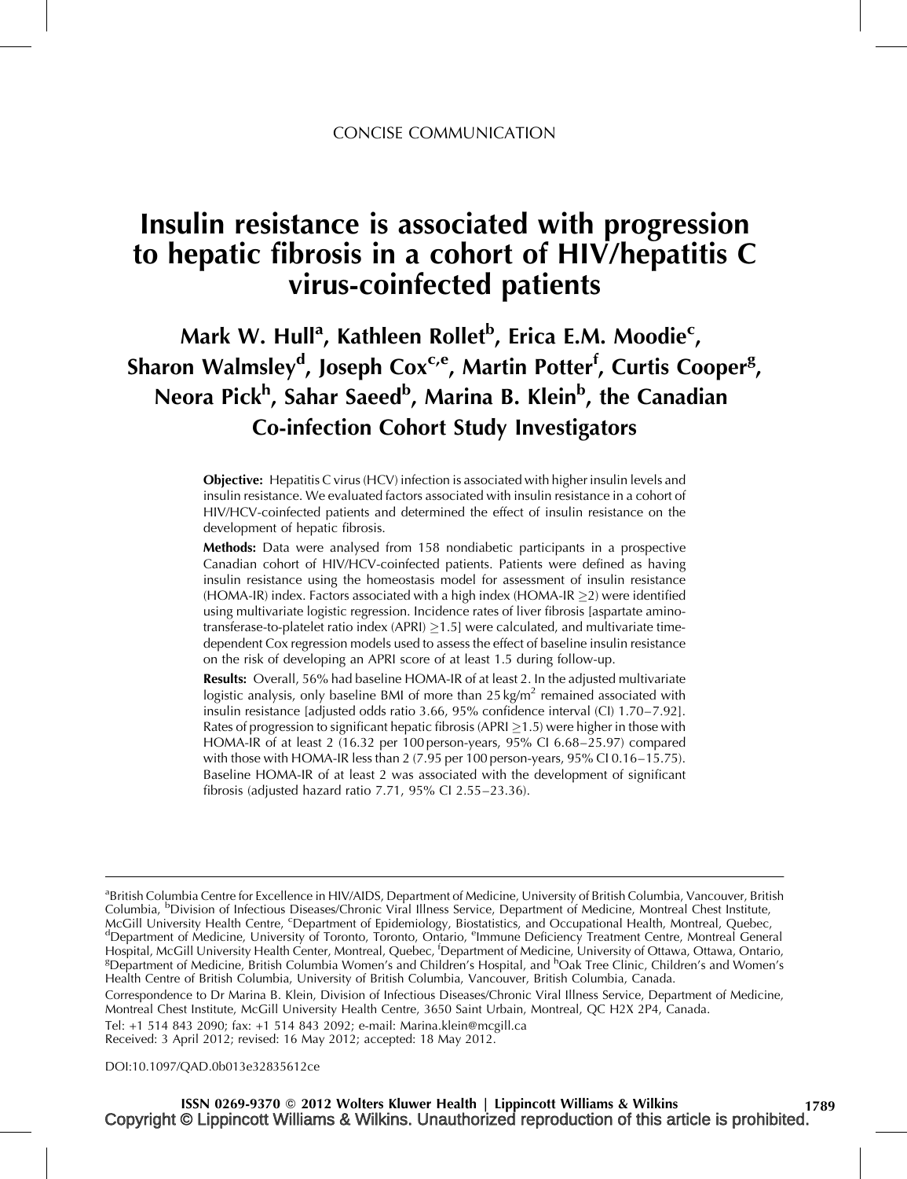CONCISE COMMUNICATION

# Insulin resistance is associated with progression to hepatic fibrosis in a cohort of HIV/hepatitis C virus-coinfected patients

**Mark W. Hull[a], Kathleen Rollet[b], Erica E.M. Moodie[c], Sharon Walmsley[d], Joseph Cox[c,e], Martin Potter[f], Curtis Cooper[g], Neora Pick[h], Sahar Saeed[b], Marina B. Klein[b], the Canadian Co-infection Cohort Study Investigators**

**Objective:** Hepatitis C virus (HCV) infection is associated with higher insulin levels and insulin resistance. We evaluated factors associated with insulin resistance in a cohort of HIV/HCV-coinfected patients and determined the effect of insulin resistance on the development of hepatic fibrosis.

**Methods:** Data were analysed from 158 nondiabetic participants in a prospective Canadian cohort of HIV/HCV-coinfected patients. Patients were defined as having insulin resistance using the homeostasis model for assessment of insulin resistance (HOMA-IR) index. Factors associated with a high index (HOMA-IR $\geq$2) were identified using multivariate logistic regression. Incidence rates of liver fibrosis [aspartate aminotransferase-to-platelet ratio index (APRI) $\geq$1.5] were calculated, and multivariate time-dependent Cox regression models used to assess the effect of baseline insulin resistance on the risk of developing an APRI score of at least 1.5 during follow-up.

**Results:** Overall, 56% had baseline HOMA-IR of at least 2. In the adjusted multivariate logistic analysis, only baseline BMI of more than 25 kg/m$^2$ remained associated with insulin resistance [adjusted odds ratio 3.66, 95% confidence interval (CI) 1.70–7.92]. Rates of progression to significant hepatic fibrosis (APRI $\geq$1.5) were higher in those with HOMA-IR of at least 2 (16.32 per 100 person-years, 95% CI 6.68–25.97) compared with those with HOMA-IR less than 2 (7.95 per 100 person-years, 95% CI 0.16–15.75). Baseline HOMA-IR of at least 2 was associated with the development of significant fibrosis (adjusted hazard ratio 7.71, 95% CI 2.55–23.36).

---

[a]British Columbia Centre for Excellence in HIV/AIDS, Department of Medicine, University of British Columbia, Vancouver, British Columbia, [b]Division of Infectious Diseases/Chronic Viral Illness Service, Department of Medicine, Montreal Chest Institute, McGill University Health Centre, [c]Department of Epidemiology, Biostatistics, and Occupational Health, Montreal, Quebec, [d]Department of Medicine, University of Toronto, Toronto, Ontario, [e]Immune Deficiency Treatment Centre, Montreal General Hospital, McGill University Health Center, Montreal, Quebec, [f]Department of Medicine, University of Ottawa, Ottawa, Ontario, [g]Department of Medicine, British Columbia Women's and Children's Hospital, and [h]Oak Tree Clinic, Children's and Women's Health Centre of British Columbia, University of British Columbia, Vancouver, British Columbia, Canada.

Correspondence to Dr Marina B. Klein, Division of Infectious Diseases/Chronic Viral Illness Service, Department of Medicine, Montreal Chest Institute, McGill University Health Centre, 3650 Saint Urbain, Montreal, QC H2X 2P4, Canada.

Tel: +1 514 843 2090; fax: +1 514 843 2092; e-mail: Marina.klein@mcgill.ca

Received: 3 April 2012; revised: 16 May 2012; accepted: 18 May 2012.

DOI:10.1097/QAD.0b013e32835612ce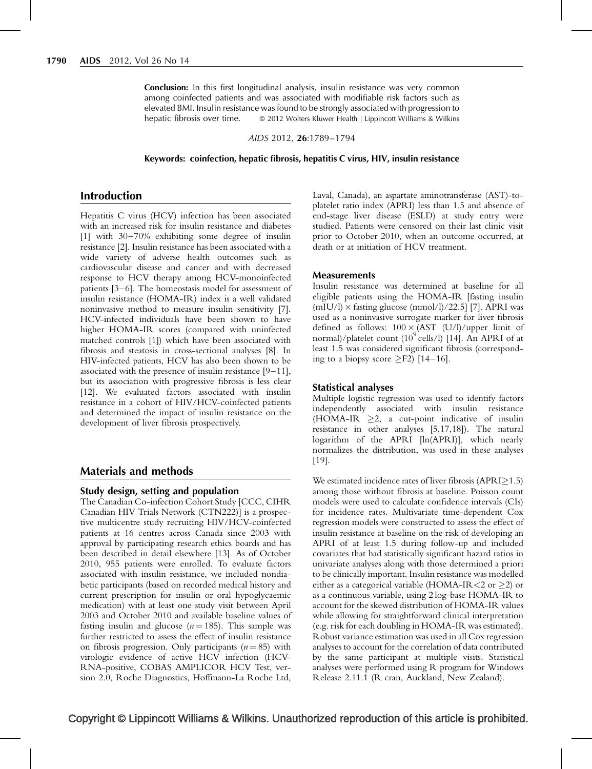**Conclusion:** In this first longitudinal analysis, insulin resistance was very common among coinfected patients and was associated with modifiable risk factors such as elevated BMI. Insulin resistance was found to be strongly associated with progression to hepatic fibrosis over time. © 2012 Wolters Kluwer Health | Lippincott Williams & Wilkins

*AIDS* 2012, **26**:1789–1794

**Keywords: coinfection, hepatic fibrosis, hepatitis C virus, HIV, insulin resistance**

## Introduction

Hepatitis C virus (HCV) infection has been associated with an increased risk for insulin resistance and diabetes [1] with 30–70% exhibiting some degree of insulin resistance [2]. Insulin resistance has been associated with a wide variety of adverse health outcomes such as cardiovascular disease and cancer and with decreased response to HCV therapy among HCV-monoinfected patients [3–6]. The homeostasis model for assessment of insulin resistance (HOMA-IR) index is a well validated noninvasive method to measure insulin sensitivity [7]. HCV-infected individuals have been shown to have higher HOMA-IR scores (compared with uninfected matched controls [1]) which have been associated with fibrosis and steatosis in cross-sectional analyses [8]. In HIV-infected patients, HCV has also been shown to be associated with the presence of insulin resistance [9–11], but its association with progressive fibrosis is less clear [12]. We evaluated factors associated with insulin resistance in a cohort of HIV/HCV-coinfected patients and determined the impact of insulin resistance on the development of liver fibrosis prospectively.

## Materials and methods

### Study design, setting and population

The Canadian Co-infection Cohort Study [CCC, CIHR Canadian HIV Trials Network (CTN222)] is a prospective multicentre study recruiting HIV/HCV-coinfected patients at 16 centres across Canada since 2003 with approval by participating research ethics boards and has been described in detail elsewhere [13]. As of October 2010, 955 patients were enrolled. To evaluate factors associated with insulin resistance, we included nondiabetic participants (based on recorded medical history and current prescription for insulin or oral hypoglycaemic medication) with at least one study visit between April 2003 and October 2010 and available baseline values of fasting insulin and glucose ($n = 185$). This sample was further restricted to assess the effect of insulin resistance on fibrosis progression. Only participants ($n = 85$) with virologic evidence of active HCV infection (HCV-RNA-positive, COBAS AMPLICOR HCV Test, version 2.0, Roche Diagnostics, Hoffmann-La Roche Ltd, Laval, Canada), an aspartate aminotransferase (AST)-to-platelet ratio index (APRI) less than 1.5 and absence of end-stage liver disease (ESLD) at study entry were studied. Patients were censored on their last clinic visit prior to October 2010, when an outcome occurred, at death or at initiation of HCV treatment.

### Measurements

Insulin resistance was determined at baseline for all eligible patients using the HOMA-IR [fasting insulin (mIU/l) $\times$ fasting glucose (mmol/l)/22.5] [7]. APRI was used as a noninvasive surrogate marker for liver fibrosis defined as follows: $100 \times$ (AST (U/l)/upper limit of normal)/platelet count ($10^9$ cells/l) [14]. An APRI of at least 1.5 was considered significant fibrosis (corresponding to a biopsy score $\geq$F2) [14–16].

### Statistical analyses

Multiple logistic regression was used to identify factors independently associated with insulin resistance (HOMA-IR $\geq$2, a cut-point indicative of insulin resistance in other analyses [5,17,18]). The natural logarithm of the APRI [ln(APRI)], which nearly normalizes the distribution, was used in these analyses [19].

We estimated incidence rates of liver fibrosis (APRI$\geq$1.5) among those without fibrosis at baseline. Poisson count models were used to calculate confidence intervals (CIs) for incidence rates. Multivariate time-dependent Cox regression models were constructed to assess the effect of insulin resistance at baseline on the risk of developing an APRI of at least 1.5 during follow-up and included covariates that had statistically significant hazard ratios in univariate analyses along with those determined a priori to be clinically important. Insulin resistance was modelled either as a categorical variable (HOMA-IR<2 or $\geq$2) or as a continuous variable, using 2 log-base HOMA-IR to account for the skewed distribution of HOMA-IR values while allowing for straightforward clinical interpretation (e.g. risk for each doubling in HOMA-IR was estimated). Robust variance estimation was used in all Cox regression analyses to account for the correlation of data contributed by the same participant at multiple visits. Statistical analyses were performed using R program for Windows Release 2.11.1 (R cran, Auckland, New Zealand).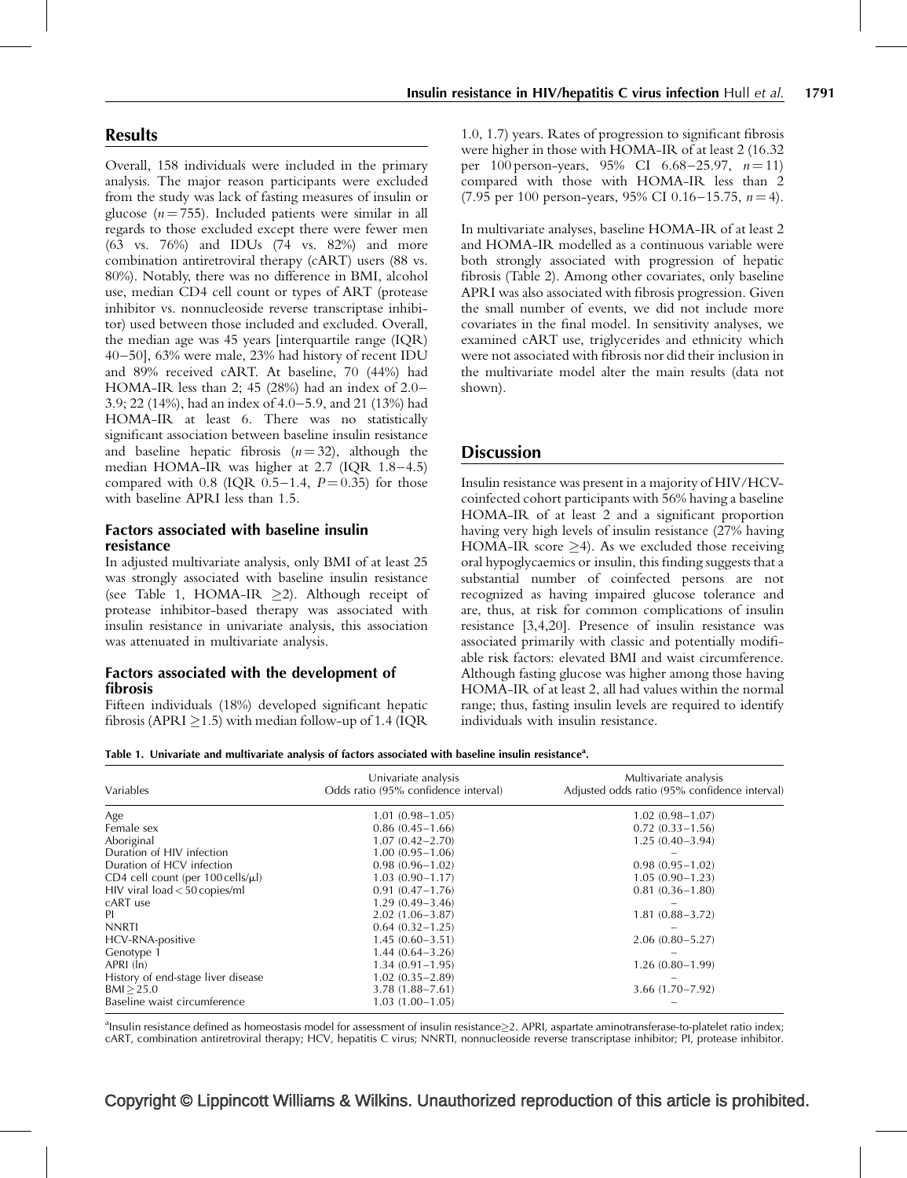## Results

Overall, 158 individuals were included in the primary analysis. The major reason participants were excluded from the study was lack of fasting measures of insulin or glucose ($n = 755$). Included patients were similar in all regards to those excluded except there were fewer men (63 vs. 76%) and IDUs (74 vs. 82%) and more combination antiretroviral therapy (cART) users (88 vs. 80%). Notably, there was no difference in BMI, alcohol use, median CD4 cell count or types of ART (protease inhibitor vs. nonnucleoside reverse transcriptase inhibitor) used between those included and excluded. Overall, the median age was 45 years [interquartile range (IQR) 40–50], 63% were male, 23% had history of recent IDU and 89% received cART. At baseline, 70 (44%) had HOMA-IR less than 2; 45 (28%) had an index of 2.0–3.9; 22 (14%), had an index of 4.0–5.9, and 21 (13%) had HOMA-IR at least 6. There was no statistically significant association between baseline insulin resistance and baseline hepatic fibrosis ($n = 32$), although the median HOMA-IR was higher at 2.7 (IQR 1.8–4.5) compared with 0.8 (IQR 0.5–1.4, $P = 0.35$) for those with baseline APRI less than 1.5.

### Factors associated with baseline insulin resistance

In adjusted multivariate analysis, only BMI of at least 25 was strongly associated with baseline insulin resistance (see Table 1, HOMA-IR $\geq$2). Although receipt of protease inhibitor-based therapy was associated with insulin resistance in univariate analysis, this association was attenuated in multivariate analysis.

### Factors associated with the development of fibrosis

Fifteen individuals (18%) developed significant hepatic fibrosis (APRI $\geq$1.5) with median follow-up of 1.4 (IQR 1.0, 1.7) years. Rates of progression to significant fibrosis were higher in those with HOMA-IR of at least 2 (16.32 per 100 person-years, 95% CI 6.68–25.97, $n = 11$) compared with those with HOMA-IR less than 2 (7.95 per 100 person-years, 95% CI 0.16–15.75, $n = 4$).

In multivariate analyses, baseline HOMA-IR of at least 2 and HOMA-IR modelled as a continuous variable were both strongly associated with progression of hepatic fibrosis (Table 2). Among other covariates, only baseline APRI was also associated with fibrosis progression. Given the small number of events, we did not include more covariates in the final model. In sensitivity analyses, we examined cART use, triglycerides and ethnicity which were not associated with fibrosis nor did their inclusion in the multivariate model alter the main results (data not shown).

## Discussion

Insulin resistance was present in a majority of HIV/HCV-coinfected cohort participants with 56% having a baseline HOMA-IR of at least 2 and a significant proportion having very high levels of insulin resistance (27% having HOMA-IR score $\geq$4). As we excluded those receiving oral hypoglycaemics or insulin, this finding suggests that a substantial number of coinfected persons are not recognized as having impaired glucose tolerance and are, thus, at risk for common complications of insulin resistance [3,4,20]. Presence of insulin resistance was associated primarily with classic and potentially modifiable risk factors: elevated BMI and waist circumference. Although fasting glucose was higher among those having HOMA-IR of at least 2, all had values within the normal range; thus, fasting insulin levels are required to identify individuals with insulin resistance.

**Table 1. Univariate and multivariate analysis of factors associated with baseline insulin resistance[a].**

| Variables | Univariate analysis Odds ratio (95% confidence interval) | Multivariate analysis Adjusted odds ratio (95% confidence interval) |
|---|---|---|
| Age | 1.01 (0.98–1.05) | 1.02 (0.98–1.07) |
| Female sex | 0.86 (0.45–1.66) | 0.72 (0.33–1.56) |
| Aboriginal | 1.07 (0.42–2.70) | 1.25 (0.40–3.94) |
| Duration of HIV infection | 1.00 (0.95–1.06) | – |
| Duration of HCV infection | 0.98 (0.96–1.02) | 0.98 (0.95–1.02) |
| CD4 cell count (per 100 cells/μl) | 1.03 (0.90–1.17) | 1.05 (0.90–1.23) |
| HIV viral load < 50 copies/ml | 0.91 (0.47–1.76) | 0.81 (0.36–1.80) |
| cART use | 1.29 (0.49–3.46) | – |
| PI | 2.02 (1.06–3.87) | 1.81 (0.88–3.72) |
| NNRTI | 0.64 (0.32–1.25) | – |
| HCV-RNA-positive | 1.45 (0.60–3.51) | 2.06 (0.80–5.27) |
| Genotype 1 | 1.44 (0.64–3.26) | – |
| APRI (ln) | 1.34 (0.91–1.95) | 1.26 (0.80–1.99) |
| History of end-stage liver disease | 1.02 (0.35–2.89) | – |
| BMI ≥ 25.0 | 3.78 (1.88–7.61) | 3.66 (1.70–7.92) |
| Baseline waist circumference | 1.03 (1.00–1.05) | – |

[a]Insulin resistance defined as homeostasis model for assessment of insulin resistance≥2. APRI, aspartate aminotransferase-to-platelet ratio index; cART, combination antiretroviral therapy; HCV, hepatitis C virus; NNRTI, nonnucleoside reverse transcriptase inhibitor; PI, protease inhibitor.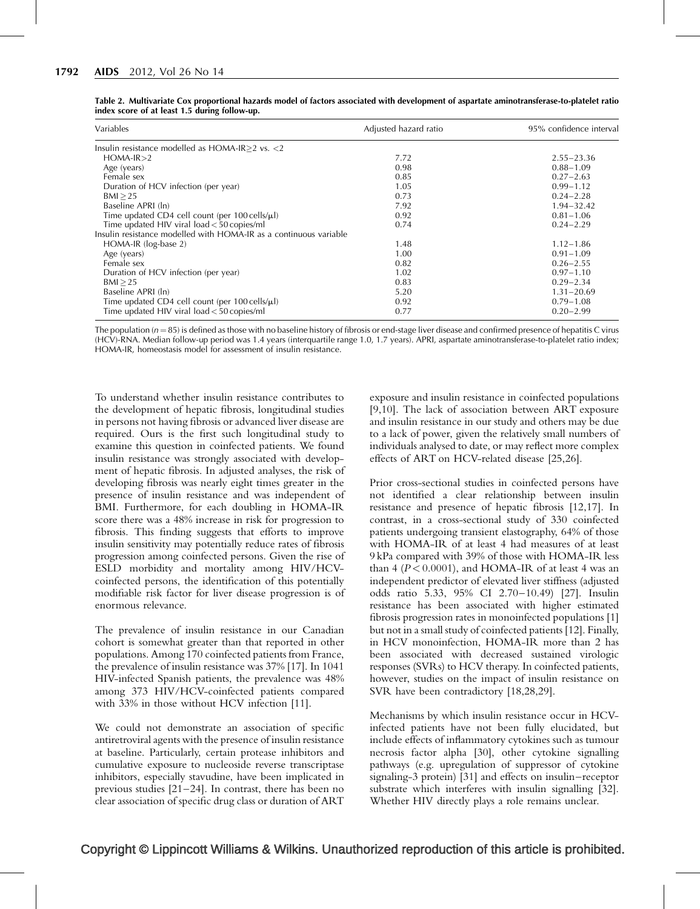**Table 2. Multivariate Cox proportional hazards model of factors associated with development of aspartate aminotransferase-to-platelet ratio index score of at least 1.5 during follow-up.**

| Variables | Adjusted hazard ratio | 95% confidence interval |
|---|---|---|
| Insulin resistance modelled as HOMA-IR≥2 vs. <2 | | |
| HOMA-IR>2 | 7.72 | 2.55–23.36 |
| Age (years) | 0.98 | 0.88–1.09 |
| Female sex | 0.85 | 0.27–2.63 |
| Duration of HCV infection (per year) | 1.05 | 0.99–1.12 |
| BMI ≥ 25 | 0.73 | 0.24–2.28 |
| Baseline APRI (ln) | 7.92 | 1.94–32.42 |
| Time updated CD4 cell count (per 100 cells/μl) | 0.92 | 0.81–1.06 |
| Time updated HIV viral load < 50 copies/ml | 0.74 | 0.24–2.29 |
| Insulin resistance modelled with HOMA-IR as a continuous variable | | |
| HOMA-IR (log-base 2) | 1.48 | 1.12–1.86 |
| Age (years) | 1.00 | 0.91–1.09 |
| Female sex | 0.82 | 0.26–2.55 |
| Duration of HCV infection (per year) | 1.02 | 0.97–1.10 |
| BMI ≥ 25 | 0.83 | 0.29–2.34 |
| Baseline APRI (ln) | 5.20 | 1.31–20.69 |
| Time updated CD4 cell count (per 100 cells/μl) | 0.92 | 0.79–1.08 |
| Time updated HIV viral load < 50 copies/ml | 0.77 | 0.20–2.99 |

The population ($n = 85$) is defined as those with no baseline history of fibrosis or end-stage liver disease and confirmed presence of hepatitis C virus (HCV)-RNA. Median follow-up period was 1.4 years (interquartile range 1.0, 1.7 years). APRI, aspartate aminotransferase-to-platelet ratio index; HOMA-IR, homeostasis model for assessment of insulin resistance.

To understand whether insulin resistance contributes to the development of hepatic fibrosis, longitudinal studies in persons not having fibrosis or advanced liver disease are required. Ours is the first such longitudinal study to examine this question in coinfected patients. We found insulin resistance was strongly associated with development of hepatic fibrosis. In adjusted analyses, the risk of developing fibrosis was nearly eight times greater in the presence of insulin resistance and was independent of BMI. Furthermore, for each doubling in HOMA-IR score there was a 48% increase in risk for progression to fibrosis. This finding suggests that efforts to improve insulin sensitivity may potentially reduce rates of fibrosis progression among coinfected persons. Given the rise of ESLD morbidity and mortality among HIV/HCV-coinfected persons, the identification of this potentially modifiable risk factor for liver disease progression is of enormous relevance.

The prevalence of insulin resistance in our Canadian cohort is somewhat greater than that reported in other populations. Among 170 coinfected patients from France, the prevalence of insulin resistance was 37% [17]. In 1041 HIV-infected Spanish patients, the prevalence was 48% among 373 HIV/HCV-coinfected patients compared with 33% in those without HCV infection [11].

We could not demonstrate an association of specific antiretroviral agents with the presence of insulin resistance at baseline. Particularly, certain protease inhibitors and cumulative exposure to nucleoside reverse transcriptase inhibitors, especially stavudine, have been implicated in previous studies [21–24]. In contrast, there has been no clear association of specific drug class or duration of ART exposure and insulin resistance in coinfected populations [9,10]. The lack of association between ART exposure and insulin resistance in our study and others may be due to a lack of power, given the relatively small numbers of individuals analysed to date, or may reflect more complex effects of ART on HCV-related disease [25,26].

Prior cross-sectional studies in coinfected persons have not identified a clear relationship between insulin resistance and presence of hepatic fibrosis [12,17]. In contrast, in a cross-sectional study of 330 coinfected patients undergoing transient elastography, 64% of those with HOMA-IR of at least 4 had measures of at least 9 kPa compared with 39% of those with HOMA-IR less than 4 ($P < 0.0001$), and HOMA-IR of at least 4 was an independent predictor of elevated liver stiffness (adjusted odds ratio 5.33, 95% CI 2.70–10.49) [27]. Insulin resistance has been associated with higher estimated fibrosis progression rates in monoinfected populations [1] but not in a small study of coinfected patients [12]. Finally, in HCV monoinfection, HOMA-IR more than 2 has been associated with decreased sustained virologic responses (SVRs) to HCV therapy. In coinfected patients, however, studies on the impact of insulin resistance on SVR have been contradictory [18,28,29].

Mechanisms by which insulin resistance occur in HCV-infected patients have not been fully elucidated, but include effects of inflammatory cytokines such as tumour necrosis factor alpha [30], other cytokine signalling pathways (e.g. upregulation of suppressor of cytokine signaling-3 protein) [31] and effects on insulin–receptor substrate which interferes with insulin signalling [32]. Whether HIV directly plays a role remains unclear.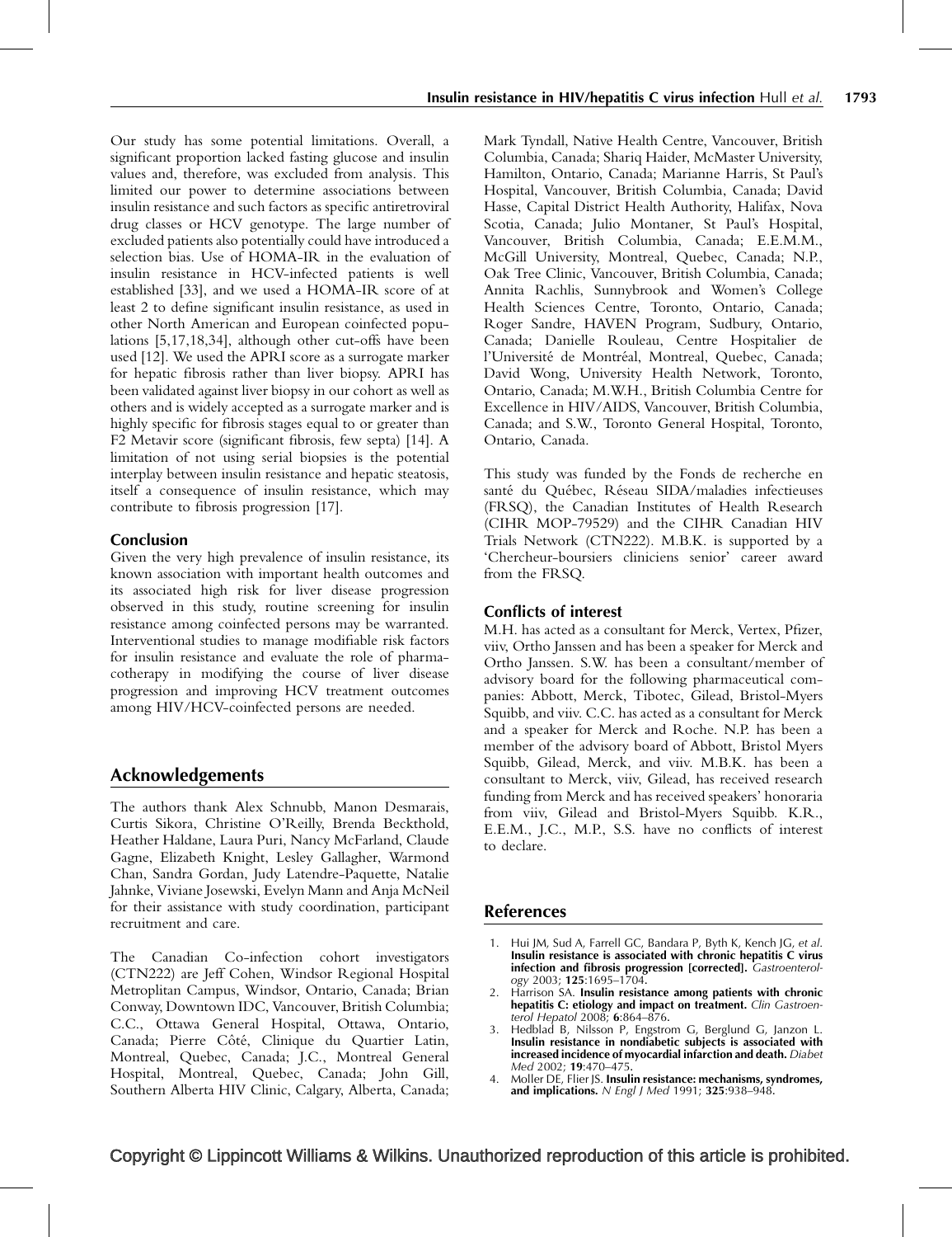Our study has some potential limitations. Overall, a significant proportion lacked fasting glucose and insulin values and, therefore, was excluded from analysis. This limited our power to determine associations between insulin resistance and such factors as specific antiretroviral drug classes or HCV genotype. The large number of excluded patients also potentially could have introduced a selection bias. Use of HOMA-IR in the evaluation of insulin resistance in HCV-infected patients is well established [33], and we used a HOMA-IR score of at least 2 to define significant insulin resistance, as used in other North American and European coinfected populations [5,17,18,34], although other cut-offs have been used [12]. We used the APRI score as a surrogate marker for hepatic fibrosis rather than liver biopsy. APRI has been validated against liver biopsy in our cohort as well as others and is widely accepted as a surrogate marker and is highly specific for fibrosis stages equal to or greater than F2 Metavir score (significant fibrosis, few septa) [14]. A limitation of not using serial biopsies is the potential interplay between insulin resistance and hepatic steatosis, itself a consequence of insulin resistance, which may contribute to fibrosis progression [17].

### Conclusion

Given the very high prevalence of insulin resistance, its known association with important health outcomes and its associated high risk for liver disease progression observed in this study, routine screening for insulin resistance among coinfected persons may be warranted. Interventional studies to manage modifiable risk factors for insulin resistance and evaluate the role of pharmacotherapy in modifying the course of liver disease progression and improving HCV treatment outcomes among HIV/HCV-coinfected persons are needed.

## Acknowledgements

The authors thank Alex Schnubb, Manon Desmarais, Curtis Sikora, Christine O'Reilly, Brenda Beckthold, Heather Haldane, Laura Puri, Nancy McFarland, Claude Gagne, Elizabeth Knight, Lesley Gallagher, Warmond Chan, Sandra Gordan, Judy Latendre-Paquette, Natalie Jahnke, Viviane Josewski, Evelyn Mann and Anja McNeil for their assistance with study coordination, participant recruitment and care.

The Canadian Co-infection cohort investigators (CTN222) are Jeff Cohen, Windsor Regional Hospital Metroplitan Campus, Windsor, Ontario, Canada; Brian Conway, Downtown IDC, Vancouver, British Columbia; C.C., Ottawa General Hospital, Ottawa, Ontario, Canada; Pierre Côté, Clinique du Quartier Latin, Montreal, Quebec, Canada; J.C., Montreal General Hospital, Montreal, Quebec, Canada; John Gill, Southern Alberta HIV Clinic, Calgary, Alberta, Canada; Mark Tyndall, Native Health Centre, Vancouver, British Columbia, Canada; Shariq Haider, McMaster University, Hamilton, Ontario, Canada; Marianne Harris, St Paul's Hospital, Vancouver, British Columbia, Canada; David Hasse, Capital District Health Authority, Halifax, Nova Scotia, Canada; Julio Montaner, St Paul's Hospital, Vancouver, British Columbia, Canada; E.E.M.M., McGill University, Montreal, Quebec, Canada; N.P., Oak Tree Clinic, Vancouver, British Columbia, Canada; Annita Rachlis, Sunnybrook and Women's College Health Sciences Centre, Toronto, Ontario, Canada; Roger Sandre, HAVEN Program, Sudbury, Ontario, Canada; Danielle Rouleau, Centre Hospitalier de l'Université de Montréal, Montreal, Quebec, Canada; David Wong, University Health Network, Toronto, Ontario, Canada; M.W.H., British Columbia Centre for Excellence in HIV/AIDS, Vancouver, British Columbia, Canada; and S.W., Toronto General Hospital, Toronto, Ontario, Canada.

This study was funded by the Fonds de recherche en santé du Québec, Réseau SIDA/maladies infectieuses (FRSQ), the Canadian Institutes of Health Research (CIHR MOP-79529) and the CIHR Canadian HIV Trials Network (CTN222). M.B.K. is supported by a 'Chercheur-boursiers cliniciens senior' career award from the FRSQ.

### Conflicts of interest

M.H. has acted as a consultant for Merck, Vertex, Pfizer, viiv, Ortho Janssen and has been a speaker for Merck and Ortho Janssen. S.W. has been a consultant/member of advisory board for the following pharmaceutical companies: Abbott, Merck, Tibotec, Gilead, Bristol-Myers Squibb, and viiv. C.C. has acted as a consultant for Merck and a speaker for Merck and Roche. N.P. has been a member of the advisory board of Abbott, Bristol Myers Squibb, Gilead, Merck, and viiv. M.B.K. has been a consultant to Merck, viiv, Gilead, has received research funding from Merck and has received speakers' honoraria from viiv, Gilead and Bristol-Myers Squibb. K.R., E.E.M., J.C., M.P., S.S. have no conflicts of interest to declare.

## References

1. Hui JM, Sud A, Farrell GC, Bandara P, Byth K, Kench JG, *et al.* **Insulin resistance is associated with chronic hepatitis C virus infection and fibrosis progression [corrected].** *Gastroenterology* 2003; **125**:1695–1704.
2. Harrison SA. **Insulin resistance among patients with chronic hepatitis C: etiology and impact on treatment.** *Clin Gastroenterol Hepatol* 2008; **6**:864–876.
3. Hedblad B, Nilsson P, Engstrom G, Berglund G, Janzon L. **Insulin resistance in nondiabetic subjects is associated with increased incidence of myocardial infarction and death.** *Diabet Med* 2002; **19**:470–475.
4. Moller DE, Flier JS. **Insulin resistance: mechanisms, syndromes, and implications.** *N Engl J Med* 1991; **325**:938–948.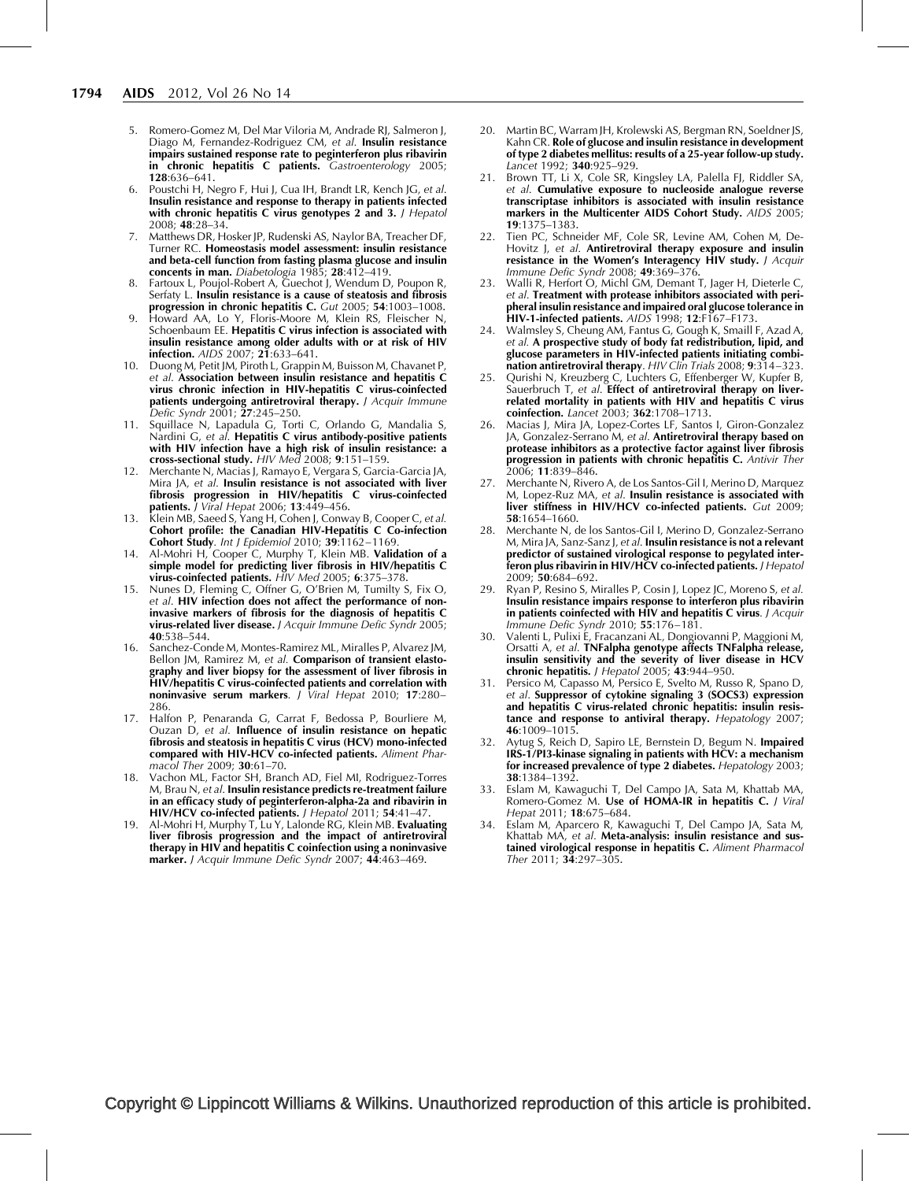5. Romero-Gomez M, Del Mar Viloria M, Andrade RJ, Salmeron J, Diago M, Fernandez-Rodriguez CM, *et al.* **Insulin resistance impairs sustained response rate to peginterferon plus ribavirin in chronic hepatitis C patients.** *Gastroenterology* 2005; **128**:636–641.
6. Poustchi H, Negro F, Hui J, Cua IH, Brandt LR, Kench JG, *et al.* **Insulin resistance and response to therapy in patients infected with chronic hepatitis C virus genotypes 2 and 3.** *J Hepatol* 2008; **48**:28–34.
7. Matthews DR, Hosker JP, Rudenski AS, Naylor BA, Treacher DF, Turner RC. **Homeostasis model assessment: insulin resistance and beta-cell function from fasting plasma glucose and insulin concents in man.** *Diabetologia* 1985; **28**:412–419.
8. Fartoux L, Poujol-Robert A, Guechot J, Wendum D, Poupon R, Serfaty L. **Insulin resistance is a cause of steatosis and fibrosis progression in chronic hepatitis C.** *Gut* 2005; **54**:1003–1008.
9. Howard AA, Lo Y, Floris-Moore M, Klein RS, Fleischer N, Schoenbaum EE. **Hepatitis C virus infection is associated with insulin resistance among older adults with or at risk of HIV infection.** *AIDS* 2007; **21**:633–641.
10. Duong M, Petit JM, Piroth L, Grappin M, Buisson M, Chavanet P, *et al.* **Association between insulin resistance and hepatitis C virus chronic infection in HIV-hepatitis C virus-coinfected patients undergoing antiretroviral therapy.** *J Acquir Immune Defic Syndr* 2001; **27**:245–250.
11. Squillace N, Lapadula G, Torti C, Orlando G, Mandalia S, Nardini G, *et al.* **Hepatitis C virus antibody-positive patients with HIV infection have a high risk of insulin resistance: a cross-sectional study.** *HIV Med* 2008; **9**:151–159.
12. Merchante N, Macias J, Ramayo E, Vergara S, Garcia-Garcia JA, Mira JA, *et al.* **Insulin resistance is not associated with liver fibrosis progression in HIV/hepatitis C virus-coinfected patients.** *J Viral Hepat* 2006; **13**:449–456.
13. Klein MB, Saeed S, Yang H, Cohen J, Conway B, Cooper C, *et al.* **Cohort profile: the Canadian HIV-Hepatitis C Co-infection Cohort Study**. *Int J Epidemiol* 2010; **39**:1162–1169.
14. Al-Mohri H, Cooper C, Murphy T, Klein MB. **Validation of a simple model for predicting liver fibrosis in HIV/hepatitis C virus-coinfected patients.** *HIV Med* 2005; **6**:375–378.
15. Nunes D, Fleming C, Offner G, O'Brien M, Tumilty S, Fix O, *et al.* **HIV infection does not affect the performance of noninvasive markers of fibrosis for the diagnosis of hepatitis C virus-related liver disease.** *J Acquir Immune Defic Syndr* 2005; **40**:538–544.
16. Sanchez-Conde M, Montes-Ramirez ML, Miralles P, Alvarez JM, Bellon JM, Ramirez M, *et al.* **Comparison of transient elastography and liver biopsy for the assessment of liver fibrosis in HIV/hepatitis C virus-coinfected patients and correlation with noninvasive serum markers**. *J Viral Hepat* 2010; **17**:280–286.
17. Halfon P, Penaranda G, Carrat F, Bedossa P, Bourliere M, Ouzan D, *et al.* **Influence of insulin resistance on hepatic fibrosis and steatosis in hepatitis C virus (HCV) mono-infected compared with HIV-HCV co-infected patients.** *Aliment Pharmacol Ther* 2009; **30**:61–70.
18. Vachon ML, Factor SH, Branch AD, Fiel MI, Rodriguez-Torres M, Brau N, *et al.* **Insulin resistance predicts re-treatment failure in an efficacy study of peginterferon-alpha-2a and ribavirin in HIV/HCV co-infected patients.** *J Hepatol* 2011; **54**:41–47.
19. Al-Mohri H, Murphy T, Lu Y, Lalonde RG, Klein MB. **Evaluating liver fibrosis progression and the impact of antiretroviral therapy in HIV and hepatitis C coinfection using a noninvasive marker.** *J Acquir Immune Defic Syndr* 2007; **44**:463–469.
20. Martin BC, Warram JH, Krolewski AS, Bergman RN, Soeldner JS, Kahn CR. **Role of glucose and insulin resistance in development of type 2 diabetes mellitus: results of a 25-year follow-up study.** *Lancet* 1992; **340**:925–929.
21. Brown TT, Li X, Cole SR, Kingsley LA, Palella FJ, Riddler SA, *et al.* **Cumulative exposure to nucleoside analogue reverse transcriptase inhibitors is associated with insulin resistance markers in the Multicenter AIDS Cohort Study.** *AIDS* 2005; **19**:1375–1383.
22. Tien PC, Schneider MF, Cole SR, Levine AM, Cohen M, DeHovitz J, *et al.* **Antiretroviral therapy exposure and insulin resistance in the Women's Interagency HIV study.** *J Acquir Immune Defic Syndr* 2008; **49**:369–376.
23. Walli R, Herfort O, Michl GM, Demant T, Jager H, Dieterle C, *et al.* **Treatment with protease inhibitors associated with peripheral insulin resistance and impaired oral glucose tolerance in HIV-1-infected patients.** *AIDS* 1998; **12**:F167–F173.
24. Walmsley S, Cheung AM, Fantus G, Gough K, Smaill F, Azad A, *et al.* **A prospective study of body fat redistribution, lipid, and glucose parameters in HIV-infected patients initiating combination antiretroviral therapy**. *HIV Clin Trials* 2008; **9**:314–323.
25. Qurishi N, Kreuzberg C, Luchters G, Effenberger W, Kupfer B, Sauerbruch T, *et al.* **Effect of antiretroviral therapy on liver-related mortality in patients with HIV and hepatitis C virus coinfection.** *Lancet* 2003; **362**:1708–1713.
26. Macias J, Mira JA, Lopez-Cortes LF, Santos I, Giron-Gonzalez JA, Gonzalez-Serrano M, *et al.* **Antiretroviral therapy based on protease inhibitors as a protective factor against liver fibrosis progression in patients with chronic hepatitis C.** *Antivir Ther* 2006; **11**:839–846.
27. Merchante N, Rivero A, de Los Santos-Gil I, Merino D, Marquez M, Lopez-Ruz MA, *et al.* **Insulin resistance is associated with liver stiffness in HIV/HCV co-infected patients.** *Gut* 2009; **58**:1654–1660.
28. Merchante N, de los Santos-Gil I, Merino D, Gonzalez-Serrano M, Mira JA, Sanz-Sanz J, *et al.* **Insulin resistance is not a relevant predictor of sustained virological response to pegylated interferon plus ribavirin in HIV/HCV co-infected patients.** *J Hepatol* 2009; **50**:684–692.
29. Ryan P, Resino S, Miralles P, Cosin J, Lopez JC, Moreno S, *et al.* **Insulin resistance impairs response to interferon plus ribavirin in patients coinfected with HIV and hepatitis C virus**. *J Acquir Immune Defic Syndr* 2010; **55**:176–181.
30. Valenti L, Pulixi E, Fracanzani AL, Dongiovanni P, Maggioni M, Orsatti A, *et al.* **TNFalpha genotype affects TNFalpha release, insulin sensitivity and the severity of liver disease in HCV chronic hepatitis.** *J Hepatol* 2005; **43**:944–950.
31. Persico M, Capasso M, Persico E, Svelto M, Russo R, Spano D, *et al.* **Suppressor of cytokine signaling 3 (SOCS3) expression and hepatitis C virus-related chronic hepatitis: insulin resistance and response to antiviral therapy.** *Hepatology* 2007; **46**:1009–1015.
32. Aytug S, Reich D, Sapiro LE, Bernstein D, Begum N. **Impaired IRS-1/PI3-kinase signaling in patients with HCV: a mechanism for increased prevalence of type 2 diabetes.** *Hepatology* 2003; **38**:1384–1392.
33. Eslam M, Kawaguchi T, Del Campo JA, Sata M, Khattab MA, Romero-Gomez M. **Use of HOMA-IR in hepatitis C.** *J Viral Hepat* 2011; **18**:675–684.
34. Eslam M, Aparcero R, Kawaguchi T, Del Campo JA, Sata M, Khattab MA, *et al.* **Meta-analysis: insulin resistance and sustained virological response in hepatitis C.** *Aliment Pharmacol Ther* 2011; **34**:297–305.

Copyright © Lippincott Williams & Wilkins. Unauthorized reproduction of this article is prohibited.